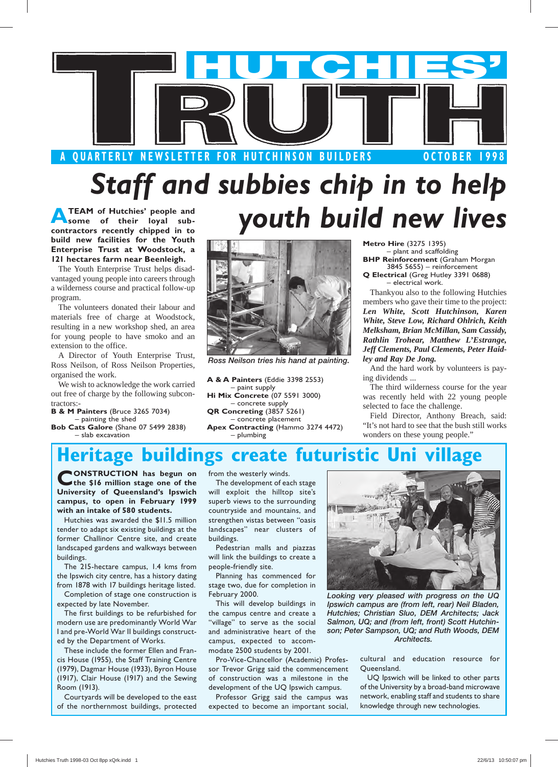# HUTCHIES' TRUTH

A QUARTERLY NEWSLETTER FOR HUTCHINSON BUILDERS — OCTOBER 1998

# Staff and subbies chip in to help youth build new lives

**A TEAM of Hutchies' people and some of their loyal subcontractors recently chipped in to build new facilities for the Youth Enterprise Trust at Woodstock, a 121 hectares farm near Beenleigh.**

The Youth Enterprise Trust helps disadvantaged young people into careers through a wilderness course and practical follow-up program.

The volunteers donated their labour and materials free of charge at Woodstock, resulting in a new workshop shed, an area for young people to have smoko and an extension to the office.

A Director of Youth Enterprise Trust, Ross Neilson, of Ross Neilson Properties, organised the work.

We wish to acknowledge the work carried out free of charge by the following subcontractors:-

**B & M Painters** (Bruce 3265 7034)
– painting the shed
**Bob Cats Galore** (Shane 07 5499 2838)
– slab excavation

*Ross Neilson tries his hand at painting.*

**A & A Painters** (Eddie 3398 2553)
– paint supply
**Hi Mix Concrete** (07 5591 3000)
– concrete supply
**QR Concreting** (3857 5261)
– concrete placement
**Apex Contracting** (Hammo 3274 4472)
– plumbing
**Metro Hire** (3275 1395)
– plant and scaffolding
**BHP Reinforcement** (Graham Morgan 3845 5655) – reinforcement
**Q Electrical** (Greg Hutley 3391 0688)
– electrical work.

Thankyou also to the following Hutchies members who gave their time to the project: ***Len White, Scott Hutchinson, Karen White, Steve Low, Richard Ohlrich, Keith Melksham, Brian McMillan, Sam Cassidy, Rathlin Trohear, Matthew L'Estrange, Jeff Clements, Paul Clements, Peter Haidley and Ray De Jong.***

And the hard work by volunteers is paying dividends ...

The third wilderness course for the year was recently held with 22 young people selected to face the challenge.

Field Director, Anthony Breach, said: "It's not hard to see that the bush still works wonders on these young people."

## Heritage buildings create futuristic Uni village

**CONSTRUCTION has begun on the $16 million stage one of the University of Queensland's Ipswich campus, to open in February 1999 with an intake of 580 students.**

Hutchies was awarded the $11.5 million tender to adapt six existing buildings at the former Challinor Centre site, and create landscaped gardens and walkways between buildings.

The 215-hectare campus, 1.4 kms from the Ipswich city centre, has a history dating from 1878 with 17 buildings heritage listed.

Completion of stage one construction is expected by late November.

The first buildings to be refurbished for modern use are predominantly World War I and pre-World War II buildings constructed by the Department of Works.

These include the former Ellen and Francis House (1955), the Staff Training Centre (1979), Dagmar House (1933), Byron House (1917), Clair House (1917) and the Sewing Room (1913).

Courtyards will be developed to the east of the northernmost buildings, protected from the westerly winds.

The development of each stage will exploit the hilltop site's superb views to the surrounding countryside and mountains, and strengthen vistas between "oasis landscapes" near clusters of buildings.

Pedestrian malls and piazzas will link the buildings to create a people-friendly site.

Planning has commenced for stage two, due for completion in February 2000.

This will develop buildings in the campus centre and create a "village" to serve as the social and administrative heart of the campus, expected to accommodate 2500 students by 2001.

Pro-Vice-Chancellor (Academic) Professor Trevor Grigg said the commencement of construction was a milestone in the development of the UQ Ipswich campus.

Professor Grigg said the campus was expected to become an important social, cultural and education resource for Queensland.

UQ Ipswich will be linked to other parts of the University by a broad-band microwave network, enabling staff and students to share knowledge through new technologies.

*Looking very pleased with progress on the UQ Ipswich campus are (from left, rear) Neil Bladen, Hutchies; Christian Sluo, DEM Architects; Jack Salmon, UQ; and (from left, front) Scott Hutchinson, Hutchies; Peter Sampson, UQ; and Ruth Woods, DEM Architects.*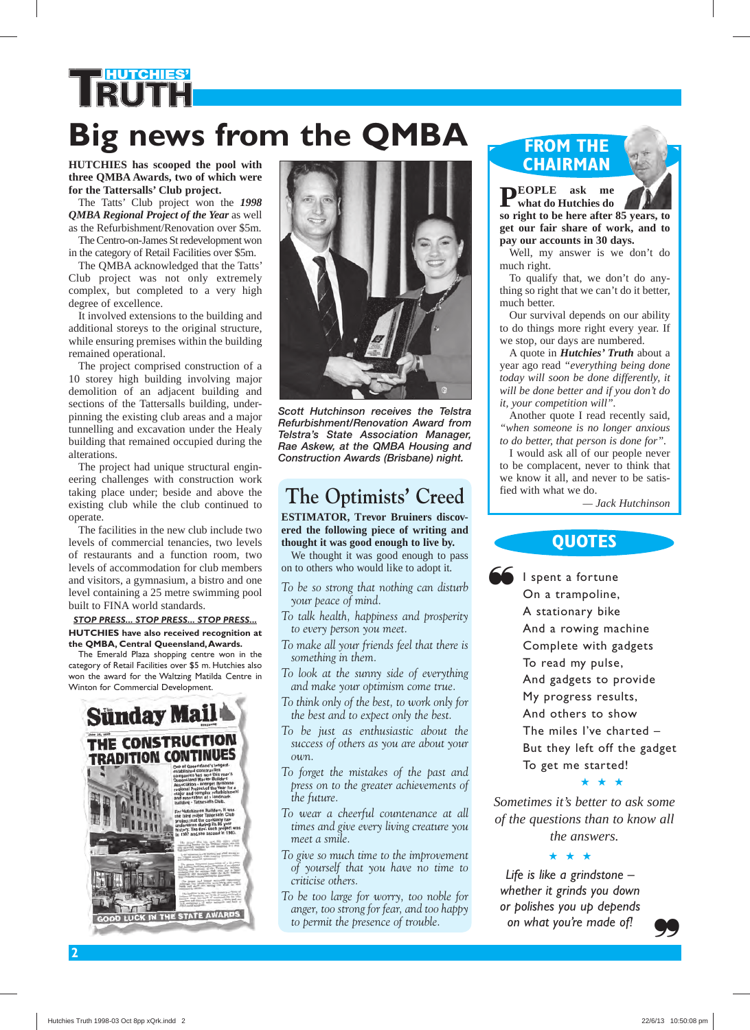# Big news from the QMBA

**HUTCHIES has scooped the pool with three QMBA Awards, two of which were for the Tattersalls' Club project.**

The Tatts' Club project won the ***1998 QMBA Regional Project of the Year*** as well as the Refurbishment/Renovation over $5m.

The Centro-on-James St redevelopment won in the category of Retail Facilities over $5m.

The QMBA acknowledged that the Tatts' Club project was not only extremely complex, but completed to a very high degree of excellence.

It involved extensions to the building and additional storeys to the original structure, while ensuring premises within the building remained operational.

The project comprised construction of a 10 storey high building involving major demolition of an adjacent building and sections of the Tattersalls building, underpinning the existing club areas and a major tunnelling and excavation under the Healy building that remained occupied during the alterations.

The project had unique structural engineering challenges with construction work taking place under; beside and above the existing club while the club continued to operate.

The facilities in the new club include two levels of commercial tenancies, two levels of restaurants and a function room, two levels of accommodation for club members and visitors, a gymnasium, a bistro and one level containing a 25 metre swimming pool built to FINA world standards.

***STOP PRESS... STOP PRESS... STOP PRESS...***

**HUTCHIES have also received recognition at the QMBA, Central Queensland, Awards.**

The Emerald Plaza shopping centre won in the category of Retail Facilities over $5 m. Hutchies also won the award for the Waltzing Matilda Centre in Winton for Commercial Development.

*Scott Hutchinson receives the Telstra Refurbishment/Renovation Award from Telstra's State Association Manager, Rae Askew, at the QMBA Housing and Construction Awards (Brisbane) night.*

## The Optimists' Creed

**ESTIMATOR, Trevor Bruiners discovered the following piece of writing and thought it was good enough to live by.**

We thought it was good enough to pass on to others who would like to adopt it.

*To be so strong that nothing can disturb your peace of mind.*

*To talk health, happiness and prosperity to every person you meet.*

*To make all your friends feel that there is something in them.*

*To look at the sunny side of everything and make your optimism come true.*

*To think only of the best, to work only for the best and to expect only the best.*

*To be just as enthusiastic about the success of others as you are about your own.*

*To forget the mistakes of the past and press on to the greater achievements of the future.*

*To wear a cheerful countenance at all times and give every living creature you meet a smile.*

*To give so much time to the improvement of yourself that you have no time to criticise others.*

*To be too large for worry, too noble for anger, too strong for fear, and too happy to permit the presence of trouble.*

## FROM THE CHAIRMAN

**PEOPLE ask me what do Hutchies do so right to be here after 85 years, to get our fair share of work, and to pay our accounts in 30 days.**

Well, my answer is we don't do much right.

To qualify that, we don't do anything so right that we can't do it better, much better.

Our survival depends on our ability to do things more right every year. If we stop, our days are numbered.

A quote in ***Hutchies' Truth*** about a year ago read *"everything being done today will soon be done differently, it will be done better and if you don't do it, your competition will".*

Another quote I read recently said, *"when someone is no longer anxious to do better, that person is done for".*

I would ask all of our people never to be complacent, never to think that we know it all, and never to be satisfied with what we do.

*— Jack Hutchinson*

## QUOTES

I spent a fortune
On a trampoline,
A stationary bike
And a rowing machine
Complete with gadgets
To read my pulse,
And gadgets to provide
My progress results,
And others to show
The miles I've charted –
But they left off the gadget
To get me started!

★ ★ ★

*Sometimes it's better to ask some of the questions than to know all the answers.*

★ ★ ★

*Life is like a grindstone – whether it grinds you down or polishes you up depends on what you're made of!*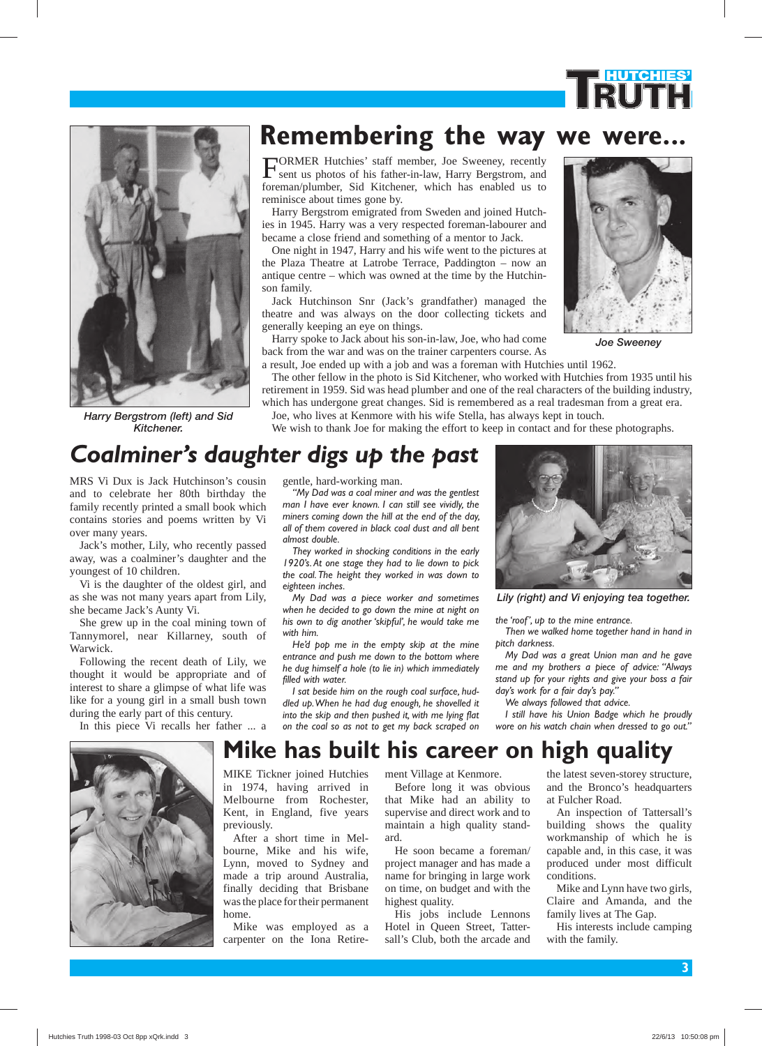# Remembering the way we were...

FORMER Hutchies' staff member, Joe Sweeney, recently sent us photos of his father-in-law, Harry Bergstrom, and foreman/plumber, Sid Kitchener, which has enabled us to reminisce about times gone by.

Harry Bergstrom emigrated from Sweden and joined Hutchies in 1945. Harry was a very respected foreman-labourer and became a close friend and something of a mentor to Jack.

One night in 1947, Harry and his wife went to the pictures at the Plaza Theatre at Latrobe Terrace, Paddington – now an antique centre – which was owned at the time by the Hutchinson family.

Jack Hutchinson Snr (Jack's grandfather) managed the theatre and was always on the door collecting tickets and generally keeping an eye on things.

Harry spoke to Jack about his son-in-law, Joe, who had come back from the war and was on the trainer carpenters course. As a result, Joe ended up with a job and was a foreman with Hutchies until 1962.

The other fellow in the photo is Sid Kitchener, who worked with Hutchies from 1935 until his retirement in 1959. Sid was head plumber and one of the real characters of the building industry, which has undergone great changes. Sid is remembered as a real tradesman from a great era.

Joe, who lives at Kenmore with his wife Stella, has always kept in touch.

We wish to thank Joe for making the effort to keep in contact and for these photographs.

*Harry Bergstrom (left) and Sid Kitchener.*

*Joe Sweeney*

## *Coalminer's daughter digs up the past*

MRS Vi Dux is Jack Hutchinson's cousin and to celebrate her 80th birthday the family recently printed a small book which contains stories and poems written by Vi over many years.

Jack's mother, Lily, who recently passed away, was a coalminer's daughter and the youngest of 10 children.

Vi is the daughter of the oldest girl, and as she was not many years apart from Lily, she became Jack's Aunty Vi.

She grew up in the coal mining town of Tannymorel, near Killarney, south of Warwick.

Following the recent death of Lily, we thought it would be appropriate and of interest to share a glimpse of what life was like for a young girl in a small bush town during the early part of this century.

In this piece Vi recalls her father ... a gentle, hard-working man.

*"My Dad was a coal miner and was the gentlest man I have ever known. I can still see vividly, the miners coming down the hill at the end of the day, all of them covered in black coal dust and all bent almost double.*

*They worked in shocking conditions in the early 1920's. At one stage they had to lie down to pick the coal. The height they worked in was down to eighteen inches.*

*My Dad was a piece worker and sometimes when he decided to go down the mine at night on his own to dig another 'skipful', he would take me with him.*

*He'd pop me in the empty skip at the mine entrance and push me down to the bottom where he dug himself a hole (to lie in) which immediately filled with water.*

*I sat beside him on the rough coal surface, huddled up. When he had dug enough, he shovelled it into the skip and then pushed it, with me lying flat on the coal so as not to get my back scraped on the 'roof', up to the mine entrance.*

*Then we walked home together hand in hand in pitch darkness.*

*My Dad was a great Union man and he gave me and my brothers a piece of advice: "Always stand up for your rights and give your boss a fair day's work for a fair day's pay."*

*We always followed that advice.*

*I still have his Union Badge which he proudly wore on his watch chain when dressed to go out."*

*Lily (right) and Vi enjoying tea together.*

## Mike has built his career on high quality

MIKE Tickner joined Hutchies in 1974, having arrived in Melbourne from Rochester, Kent, in England, five years previously.

After a short time in Melbourne, Mike and his wife, Lynn, moved to Sydney and made a trip around Australia, finally deciding that Brisbane was the place for their permanent home.

Mike was employed as a carpenter on the Iona Retirement Village at Kenmore.

Before long it was obvious that Mike had an ability to supervise and direct work and to maintain a high quality standard.

He soon became a foreman/project manager and has made a name for bringing in large work on time, on budget and with the highest quality.

His jobs include Lennons Hotel in Queen Street, Tattersall's Club, both the arcade and the latest seven-storey structure, and the Bronco's headquarters at Fulcher Road.

An inspection of Tattersall's building shows the quality workmanship of which he is capable and, in this case, it was produced under most difficult conditions.

Mike and Lynn have two girls, Claire and Amanda, and the family lives at The Gap.

His interests include camping with the family.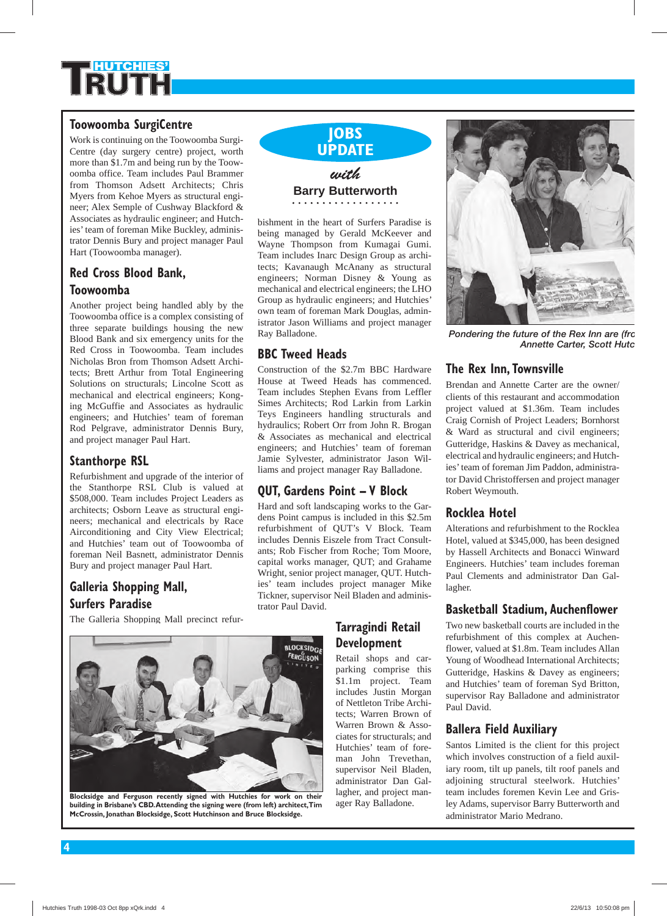# Jobs Update

*with* **Barry Butterworth**

## Toowoomba SurgiCentre

Work is continuing on the Toowoomba SurgiCentre (day surgery centre) project, worth more than $1.7m and being run by the Toowoomba office. Team includes Paul Brammer from Thomson Adsett Architects; Chris Myers from Kehoe Myers as structural engineer; Alex Semple of Cushway Blackford & Associates as hydraulic engineer; and Hutchies' team of foreman Mike Buckley, administrator Dennis Bury and project manager Paul Hart (Toowoomba manager).

## Red Cross Blood Bank, Toowoomba

Another project being handled ably by the Toowoomba office is a complex consisting of three separate buildings housing the new Blood Bank and six emergency units for the Red Cross in Toowoomba. Team includes Nicholas Bron from Thomson Adsett Architects; Brett Arthur from Total Engineering Solutions on structurals; Lincolne Scott as mechanical and electrical engineers; Kong-ing McGuffie and Associates as hydraulic engineers; and Hutchies' team of foreman Rod Pelgrave, administrator Dennis Bury, and project manager Paul Hart.

## Stanthorpe RSL

Refurbishment and upgrade of the interior of the Stanthorpe RSL Club is valued at $508,000. Team includes Project Leaders as architects; Osborn Leave as structural engineers; mechanical and electricals by Race Airconditioning and City View Electrical; and Hutchies' team out of Toowoomba of foreman Neil Basnett, administrator Dennis Bury and project manager Paul Hart.

## Galleria Shopping Mall, Surfers Paradise

The Galleria Shopping Mall precinct refurbishment in the heart of Surfers Paradise is being managed by Gerald McKeever and Wayne Thompson from Kumagai Gumi. Team includes Inarc Design Group as architects; Kavanaugh McAnany as structural engineers; Norman Disney & Young as mechanical and electrical engineers; the LHO Group as hydraulic engineers; and Hutchies' own team of foreman Mark Douglas, administrator Jason Williams and project manager Ray Balladone.

## BBC Tweed Heads

Construction of the $2.7m BBC Hardware House at Tweed Heads has commenced. Team includes Stephen Evans from Leffler Simes Architects; Rod Larkin from Larkin Teys Engineers handling structurals and hydraulics; Robert Orr from John R. Brogan & Associates as mechanical and electrical engineers; and Hutchies' team of foreman Jamie Sylvester, administrator Jason Williams and project manager Ray Balladone.

## QUT, Gardens Point – V Block

Hard and soft landscaping works to the Gardens Point campus is included in this $2.5m refurbishment of QUT's V Block. Team includes Dennis Eiszele from Tract Consultants; Rob Fischer from Roche; Tom Moore, capital works manager, QUT; and Grahame Wright, senior project manager, QUT. Hutchies' team includes project manager Mike Tickner, supervisor Neil Bladen and administrator Paul David.

**Blocksidge and Ferguson recently signed with Hutchies for work on their building in Brisbane's CBD. Attending the signing were (from left) architect, Tim McCrossin, Jonathan Blocksidge, Scott Hutchinson and Bruce Blocksidge.**

## Tarragindi Retail Development

Retail shops and car-parking comprise this $1.1m project. Team includes Justin Morgan of Nettleton Tribe Architects; Warren Brown of Warren Brown & Associates for structurals; and Hutchies' team of foreman John Trevethan, supervisor Neil Bladen, administrator Dan Gallagher, and project manager Ray Balladone.

*Pondering the future of the Rex Inn are (fro... Annette Carter, Scott Hutc...*

## The Rex Inn, Townsville

Brendan and Annette Carter are the owner/clients of this restaurant and accommodation project valued at $1.36m. Team includes Craig Cornish of Project Leaders; Bornhorst & Ward as structural and civil engineers; Gutteridge, Haskins & Davey as mechanical, electrical and hydraulic engineers; and Hutchies' team of foreman Jim Paddon, administrator David Christoffersen and project manager Robert Weymouth.

## Rocklea Hotel

Alterations and refurbishment to the Rocklea Hotel, valued at $345,000, has been designed by Hassell Architects and Bonacci Winward Engineers. Hutchies' team includes foreman Paul Clements and administrator Dan Gallagher.

## Basketball Stadium, Auchenflower

Two new basketball courts are included in the refurbishment of this complex at Auchenflower, valued at $1.8m. Team includes Allan Young of Woodhead International Architects; Gutteridge, Haskins & Davey as engineers; and Hutchies' team of foreman Syd Britton, supervisor Ray Balladone and administrator Paul David.

## Ballera Field Auxiliary

Santos Limited is the client for this project which involves construction of a field auxiliary room, tilt up panels, tilt roof panels and adjoining structural steelwork. Hutchies' team includes foremen Kevin Lee and Grisley Adams, supervisor Barry Butterworth and administrator Mario Medrano.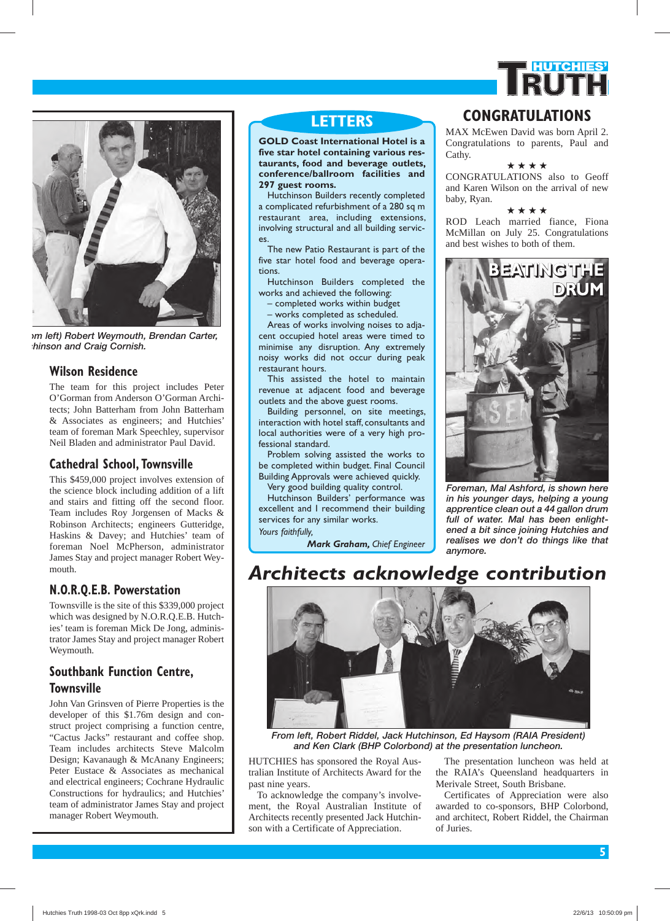*m left) Robert Weymouth, Brendan Carter, hinson and Craig Cornish.*

## Wilson Residence

The team for this project includes Peter O'Gorman from Anderson O'Gorman Architects; John Batterham from John Batterham & Associates as engineers; and Hutchies' team of foreman Mark Speechley, supervisor Neil Bladen and administrator Paul David.

## Cathedral School, Townsville

This $459,000 project involves extension of the science block including addition of a lift and stairs and fitting off the second floor. Team includes Roy Jorgensen of Macks & Robinson Architects; engineers Gutteridge, Haskins & Davey; and Hutchies' team of foreman Noel McPherson, administrator James Stay and project manager Robert Weymouth.

## N.O.R.Q.E.B. Powerstation

Townsville is the site of this $339,000 project which was designed by N.O.R.Q.E.B. Hutchies' team is foreman Mick De Jong, administrator James Stay and project manager Robert Weymouth.

## Southbank Function Centre, Townsville

John Van Grinsven of Pierre Properties is the developer of this $1.76m design and construct project comprising a function centre, "Cactus Jacks" restaurant and coffee shop. Team includes architects Steve Malcolm Design; Kavanaugh & McAnany Engineers; Peter Eustace & Associates as mechanical and electrical engineers; Cochrane Hydraulic Constructions for hydraulics; and Hutchies' team of administrator James Stay and project manager Robert Weymouth.

## LETTERS

**GOLD Coast International Hotel is a five star hotel containing various restaurants, food and beverage outlets, conference/ballroom facilities and 297 guest rooms.**

Hutchinson Builders recently completed a complicated refurbishment of a 280 sq m restaurant area, including extensions, involving structural and all building services.

The new Patio Restaurant is part of the five star hotel food and beverage operations.

Hutchinson Builders completed the works and achieved the following:

– completed works within budget
– works completed as scheduled.

Areas of works involving noises to adjacent occupied hotel areas were timed to minimise any disruption. Any extremely noisy works did not occur during peak restaurant hours.

This assisted the hotel to maintain revenue at adjacent food and beverage outlets and the above guest rooms.

Building personnel, on site meetings, interaction with hotel staff, consultants and local authorities were of a very high professional standard.

Problem solving assisted the works to be completed within budget. Final Council Building Approvals were achieved quickly.

Very good building quality control.

Hutchinson Builders' performance was excellent and I recommend their building services for any similar works.

*Yours faithfully,*

**Mark Graham,** *Chief Engineer*

## CONGRATULATIONS

MAX McEwen David was born April 2. Congratulations to parents, Paul and Cathy.

★★★★

CONGRATULATIONS also to Geoff and Karen Wilson on the arrival of new baby, Ryan.

★★★★

ROD Leach married fiance, Fiona McMillan on July 25. Congratulations and best wishes to both of them.

## BEATING THE DRUM

*Foreman, Mal Ashford, is shown here in his younger days, helping a young apprentice clean out a 44 gallon drum full of water. Mal has been enlightened a bit since joining Hutchies and realises we don't do things like that anymore.*

## Architects acknowledge contribution

*From left, Robert Riddel, Jack Hutchinson, Ed Haysom (RAIA President) and Ken Clark (BHP Colorbond) at the presentation luncheon.*

HUTCHIES has sponsored the Royal Australian Institute of Architects Award for the past nine years.

To acknowledge the company's involvement, the Royal Australian Institute of Architects recently presented Jack Hutchinson with a Certificate of Appreciation.

The presentation luncheon was held at the RAIA's Queensland headquarters in Merivale Street, South Brisbane.

Certificates of Appreciation were also awarded to co-sponsors, BHP Colorbond, and architect, Robert Riddel, the Chairman of Juries.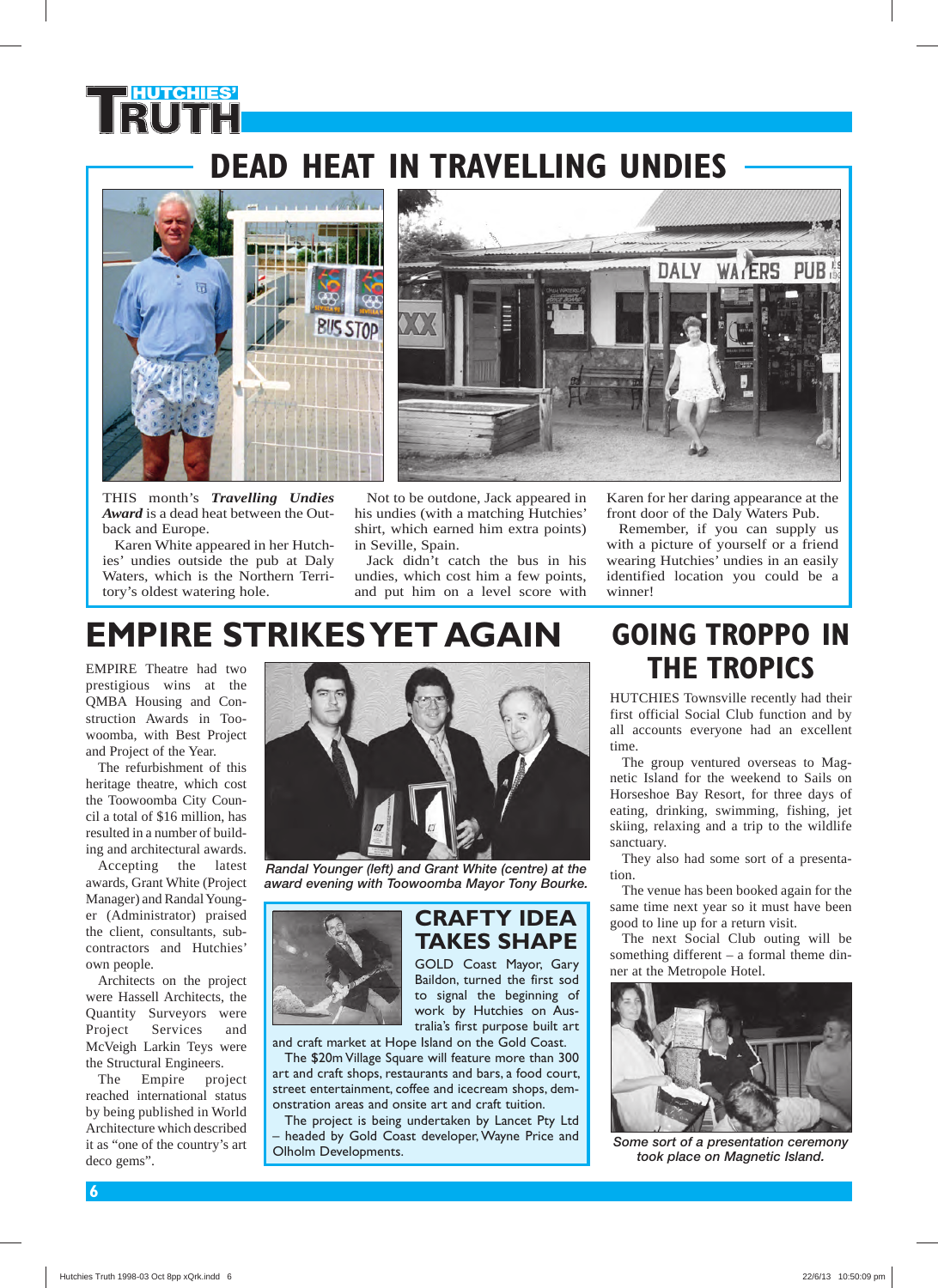# DEAD HEAT IN TRAVELLING UNDIES

THIS month's ***Travelling Undies Award*** is a dead heat between the Outback and Europe.

Karen White appeared in her Hutchies' undies outside the pub at Daly Waters, which is the Northern Territory's oldest watering hole.

Not to be outdone, Jack appeared in his undies (with a matching Hutchies' shirt, which earned him extra points) in Seville, Spain.

Jack didn't catch the bus in his undies, which cost him a few points, and put him on a level score with Karen for her daring appearance at the front door of the Daly Waters Pub.

Remember, if you can supply us with a picture of yourself or a friend wearing Hutchies' undies in an easily identified location you could be a winner!

# EMPIRE STRIKES YET AGAIN

EMPIRE Theatre had two prestigious wins at the QMBA Housing and Construction Awards in Toowoomba, with Best Project and Project of the Year.

The refurbishment of this heritage theatre, which cost the Toowoomba City Council a total of $16 million, has resulted in a number of building and architectural awards.

Accepting the latest awards, Grant White (Project Manager) and Randal Younger (Administrator) praised the client, consultants, subcontractors and Hutchies' own people.

Architects on the project were Hassell Architects, the Quantity Surveyors were Project Services and McVeigh Larkin Teys were the Structural Engineers.

The Empire project reached international status by being published in World Architecture which described it as "one of the country's art deco gems".

*Randal Younger (left) and Grant White (centre) at the award evening with Toowoomba Mayor Tony Bourke.*

## CRAFTY IDEA TAKES SHAPE

GOLD Coast Mayor, Gary Baildon, turned the first sod to signal the beginning of work by Hutchies on Australia's first purpose built art and craft market at Hope Island on the Gold Coast.

The $20m Village Square will feature more than 300 art and craft shops, restaurants and bars, a food court, street entertainment, coffee and icecream shops, demonstration areas and onsite art and craft tuition.

The project is being undertaken by Lancet Pty Ltd – headed by Gold Coast developer, Wayne Price and Olholm Developments.

# GOING TROPPO IN THE TROPICS

HUTCHIES Townsville recently had their first official Social Club function and by all accounts everyone had an excellent time.

The group ventured overseas to Magnetic Island for the weekend to Sails on Horseshoe Bay Resort, for three days of eating, drinking, swimming, fishing, jet skiing, relaxing and a trip to the wildlife sanctuary.

They also had some sort of a presentation.

The venue has been booked again for the same time next year so it must have been good to line up for a return visit.

The next Social Club outing will be something different – a formal theme dinner at the Metropole Hotel.

*Some sort of a presentation ceremony took place on Magnetic Island.*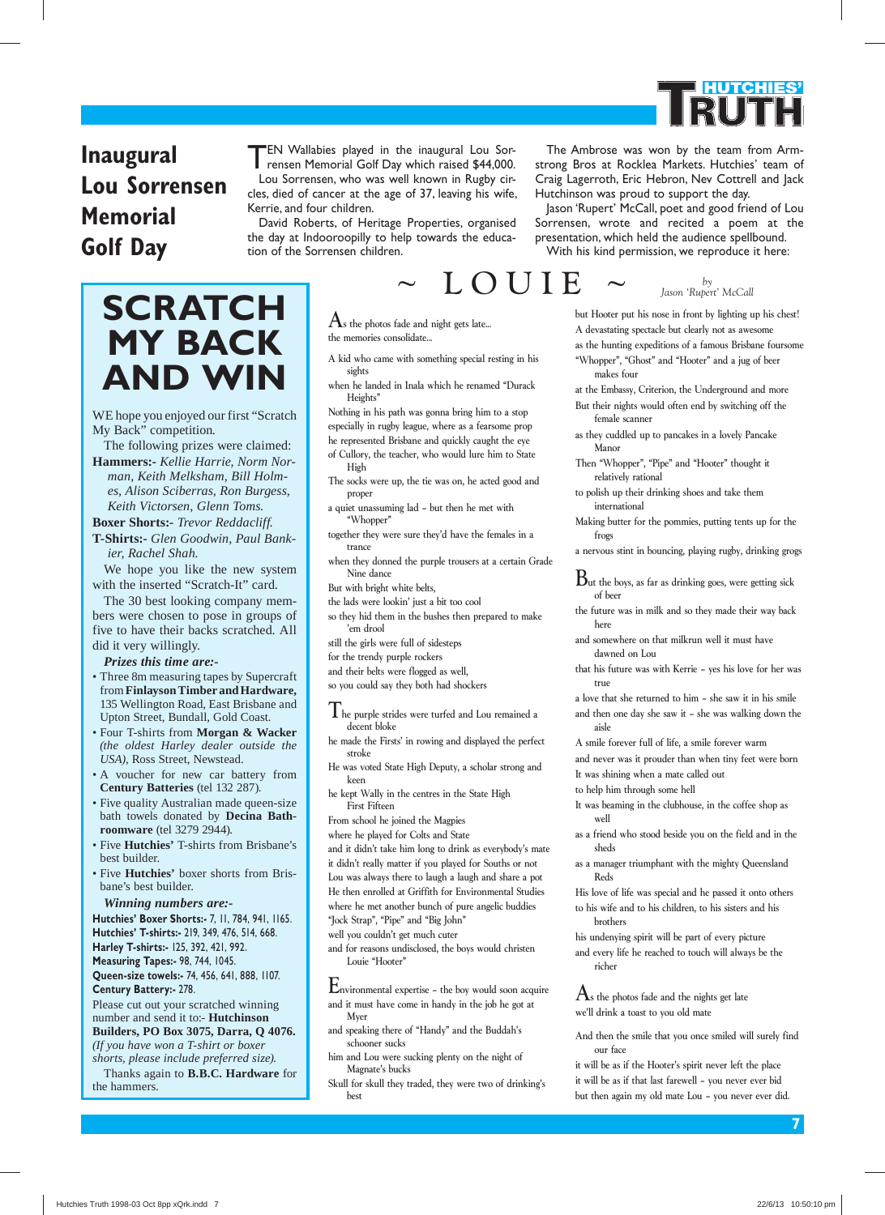# Inaugural Lou Sorrensen Memorial Golf Day

TEN Wallabies played in the inaugural Lou Sorrensen Memorial Golf Day which raised $44,000.

Lou Sorrensen, who was well known in Rugby circles, died of cancer at the age of 37, leaving his wife, Kerrie, and four children.

David Roberts, of Heritage Properties, organised the day at Indooroopilly to help towards the education of the Sorrensen children.

The Ambrose was won by the team from Armstrong Bros at Rocklea Markets. Hutchies' team of Craig Lagerroth, Eric Hebron, Nev Cottrell and Jack Hutchinson was proud to support the day.

Jason 'Rupert' McCall, poet and good friend of Lou Sorrensen, wrote and recited a poem at the presentation, which held the audience spellbound.

With his kind permission, we reproduce it here:

## ~ LOUIE ~

*by Jason 'Rupert' McCall*

As the photos fade and night gets late...
the memories consolidate...

A kid who came with something special resting in his sights
when he landed in Inala which he renamed "Durack Heights"
Nothing in his path was gonna bring him to a stop
especially in rugby league, where as a fearsome prop
he represented Brisbane and quickly caught the eye
of Cullory, the teacher, who would lure him to State High
The socks were up, the tie was on, he acted good and proper
a quiet unassuming lad – but then he met with "Whopper"
together they were sure they'd have the females in a trance
when they donned the purple trousers at a certain Grade Nine dance
But with bright white belts,
the lads were lookin' just a bit too cool
so they hid them in the bushes then prepared to make 'em drool
still the girls were full of sidesteps
for the trendy purple rockers
and their belts were flogged as well,
so you could say they both had shockers

The purple strides were turfed and Lou remained a decent bloke
he made the Firsts' in rowing and displayed the perfect stroke
He was voted State High Deputy, a scholar strong and keen
he kept Wally in the centres in the State High First Fifteen
From school he joined the Magpies
where he played for Colts and State
and it didn't take him long to drink as everybody's mate
it didn't really matter if you played for Souths or not
Lou was always there to laugh a laugh and share a pot
He then enrolled at Griffith for Environmental Studies
where he met another bunch of pure angelic buddies
"Jock Strap", "Pipe" and "Big John"
well you couldn't get much cuter
and for reasons undisclosed, the boys would christen Louie "Hooter"

Environmental expertise – the boy would soon acquire
and it must have come in handy in the job he got at Myer
and speaking there of "Handy" and the Buddah's schooner sucks
him and Lou were sucking plenty on the night of Magnate's bucks
Skull for skull they traded, they were two of drinking's best
but Hooter put his nose in front by lighting up his chest!
A devastating spectacle but clearly not as awesome
as the hunting expeditions of a famous Brisbane foursome
"Whopper", "Ghost" and "Hooter" and a jug of beer makes four
at the Embassy, Criterion, the Underground and more
But their nights would often end by switching off the female scanner
as they cuddled up to pancakes in a lovely Pancake Manor
Then "Whopper", "Pipe" and "Hooter" thought it relatively rational
to polish up their drinking shoes and take them international
Making butter for the pommies, putting tents up for the frogs
a nervous stint in bouncing, playing rugby, drinking grogs

But the boys, as far as drinking goes, were getting sick of beer
the future was in milk and so they made their way back here
and somewhere on that milkrun well it must have dawned on Lou
that his future was with Kerrie – yes his love for her was true
a love that she returned to him – she saw it in his smile
and then one day she saw it – she was walking down the aisle
A smile forever full of life, a smile forever warm
and never was it prouder than when tiny feet were born
It was shining when a mate called out
to help him through some hell
It was beaming in the clubhouse, in the coffee shop as well
as a friend who stood beside you on the field and in the sheds
as a manager triumphant with the mighty Queensland Reds
His love of life was special and he passed it onto others
to his wife and to his children, to his sisters and his brothers
his undenying spirit will be part of every picture
and every life he reached to touch will always be the richer

As the photos fade and the nights get late
we'll drink a toast to you old mate

And then the smile that you once smiled will surely find our face
it will be as if the Hooter's spirit never left the place
it will be as if that last farewell – you never ever bid
but then again my old mate Lou – you never ever did.

---

# SCRATCH MY BACK AND WIN

WE hope you enjoyed our first "Scratch My Back" competition.

The following prizes were claimed:

**Hammers:-** *Kellie Harris, Norm Norman, Keith Melksham, Bill Holmes, Alison Sciberras, Ron Burgess, Keith Victorsen, Glenn Toms.*

**Boxer Shorts:-** *Trevor Reddacliff.*

**T-Shirts:-** *Glen Goodwin, Paul Bankier, Rachel Shah.*

We hope you like the new system with the inserted "Scratch-It" card.

The 30 best looking company members were chosen to pose in groups of five to have their backs scratched. All did it very willingly.

***Prizes this time are:-***

- Three 8m measuring tapes by Supercraft from **Finlayson Timber and Hardware,** 135 Wellington Road, East Brisbane and Upton Street, Bundall, Gold Coast.
- Four T-shirts from **Morgan & Wacker** *(the oldest Harley dealer outside the USA),* Ross Street, Newstead.
- A voucher for new car battery from **Century Batteries** (tel 132 287).
- Five quality Australian made queen-size bath towels donated by **Decina Bathroomware** (tel 3279 2944).
- Five **Hutchies'** T-shirts from Brisbane's best builder.
- Five **Hutchies'** boxer shorts from Brisbane's best builder.

***Winning numbers are:-***

**Hutchies' Boxer Shorts:-** 7, 11, 784, 941, 1165.
**Hutchies' T-shirts:-** 219, 349, 476, 514, 668.
**Harley T-shirts:-** 125, 392, 421, 992.
**Measuring Tapes:-** 98, 744, 1045.
**Queen-size towels:-** 74, 456, 641, 888, 1107.
**Century Battery:-** 278.

Please cut out your scratched winning number and send it to:- **Hutchinson Builders, PO Box 3075, Darra, Q 4076.** *(If you have won a T-shirt or boxer shorts, please include preferred size).*

Thanks again to **B.B.C. Hardware** for the hammers.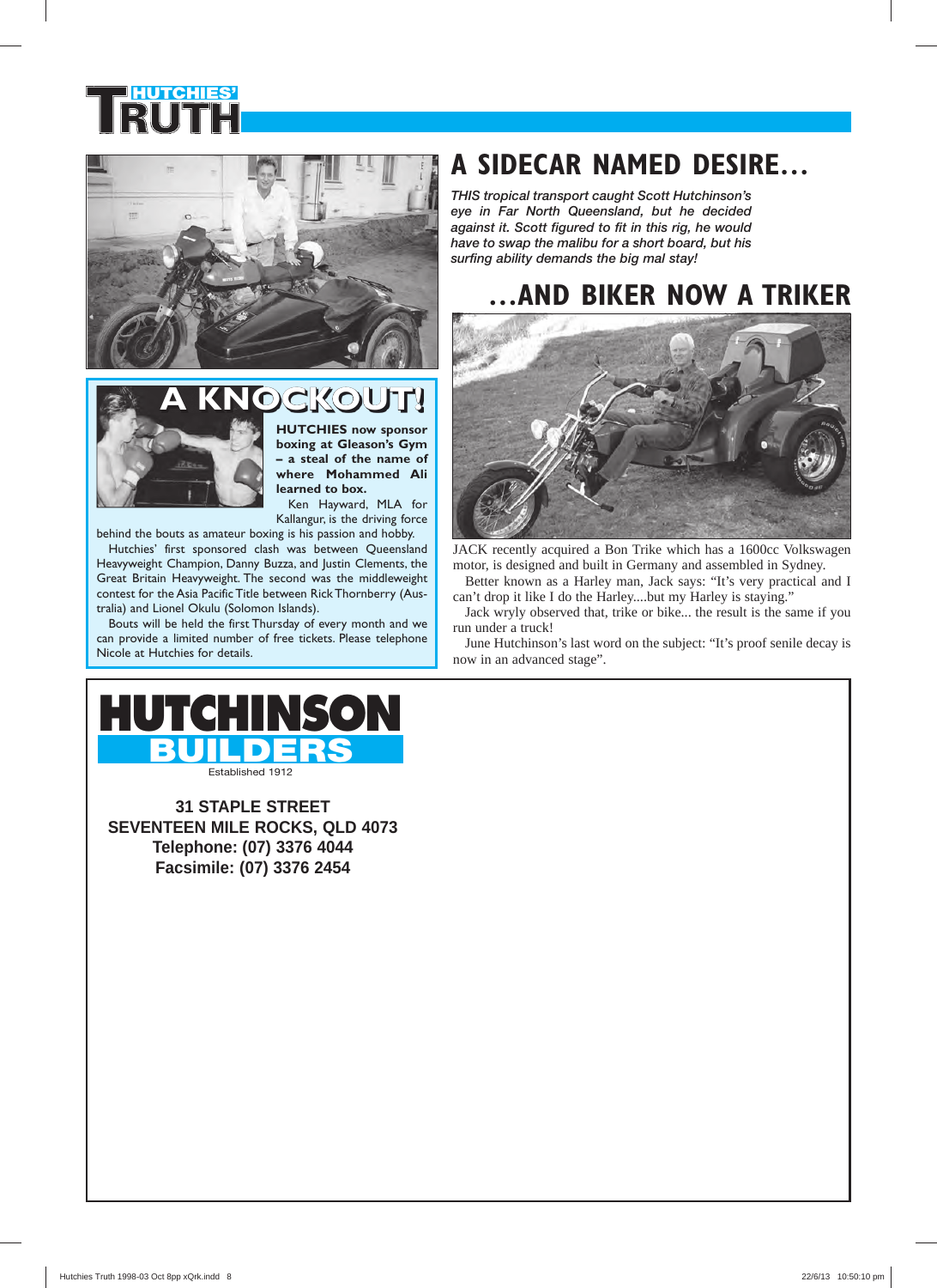# HUTCHIES' TRUTH

## A SIDECAR NAMED DESIRE...

*THIS tropical transport caught Scott Hutchinson's eye in Far North Queensland, but he decided against it. Scott figured to fit in this rig, he would have to swap the malibu for a short board, but his surfing ability demands the big mal stay!*

## ...AND BIKER NOW A TRIKER

JACK recently acquired a Bon Trike which has a 1600cc Volkswagen motor, is designed and built in Germany and assembled in Sydney.

Better known as a Harley man, Jack says: "It's very practical and I can't drop it like I do the Harley....but my Harley is staying."

Jack wryly observed that, trike or bike... the result is the same if you run under a truck!

June Hutchinson's last word on the subject: "It's proof senile decay is now in an advanced stage".

## A KNOCKOUT!

**HUTCHIES now sponsor boxing at Gleason's Gym – a steal of the name of where Mohammed Ali learned to box.**

Ken Hayward, MLA for Kallangur, is the driving force behind the bouts as amateur boxing is his passion and hobby.

Hutchies' first sponsored clash was between Queensland Heavyweight Champion, Danny Buzza, and Justin Clements, the Great Britain Heavyweight. The second was the middleweight contest for the Asia Pacific Title between Rick Thornberry (Australia) and Lionel Okulu (Solomon Islands).

Bouts will be held the first Thursday of every month and we can provide a limited number of free tickets. Please telephone Nicole at Hutchies for details.

**HUTCHINSON BUILDERS**

Established 1912

**31 STAPLE STREET**
**SEVENTEEN MILE ROCKS, QLD 4073**
**Telephone: (07) 3376 4044**
**Facsimile: (07) 3376 2454**